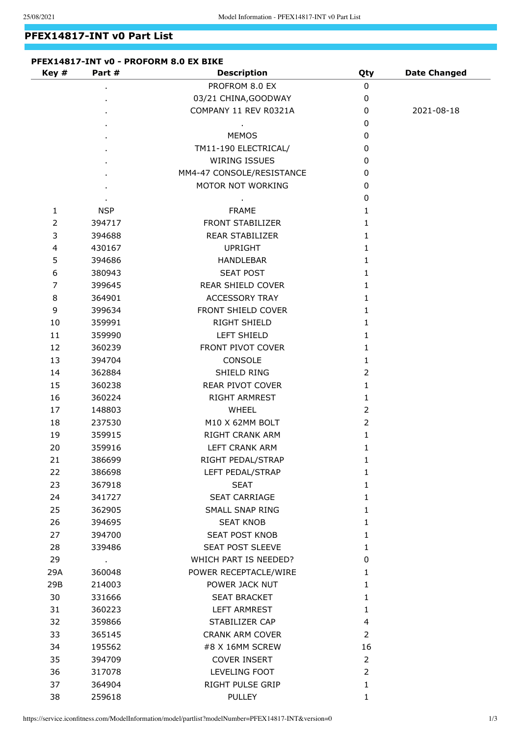## PFEX14817-INT v0 Part List

### PFEX14817-INT v0 - PROFORM 8.0 EX BIKE

| Key # | Part # | Description | Qty | Date Changed |
|---|---|---|---|---|
| | . | PROFROM 8.0 EX | 0 | |
| | . | 03/21 CHINA,GOODWAY | 0 | |
| | . | COMPANY 11 REV R0321A | 0 | 2021-08-18 |
| | . | . | 0 | |
| | . | MEMOS | 0 | |
| | . | TM11-190 ELECTRICAL/ | 0 | |
| | . | WIRING ISSUES | 0 | |
| | . | MM4-47 CONSOLE/RESISTANCE | 0 | |
| | . | MOTOR NOT WORKING | 0 | |
| | . | . | 0 | |
| 1 | NSP | FRAME | 1 | |
| 2 | 394717 | FRONT STABILIZER | 1 | |
| 3 | 394688 | REAR STABILIZER | 1 | |
| 4 | 430167 | UPRIGHT | 1 | |
| 5 | 394686 | HANDLEBAR | 1 | |
| 6 | 380943 | SEAT POST | 1 | |
| 7 | 399645 | REAR SHIELD COVER | 1 | |
| 8 | 364901 | ACCESSORY TRAY | 1 | |
| 9 | 399634 | FRONT SHIELD COVER | 1 | |
| 10 | 359991 | RIGHT SHIELD | 1 | |
| 11 | 359990 | LEFT SHIELD | 1 | |
| 12 | 360239 | FRONT PIVOT COVER | 1 | |
| 13 | 394704 | CONSOLE | 1 | |
| 14 | 362884 | SHIELD RING | 2 | |
| 15 | 360238 | REAR PIVOT COVER | 1 | |
| 16 | 360224 | RIGHT ARMREST | 1 | |
| 17 | 148803 | WHEEL | 2 | |
| 18 | 237530 | M10 X 62MM BOLT | 2 | |
| 19 | 359915 | RIGHT CRANK ARM | 1 | |
| 20 | 359916 | LEFT CRANK ARM | 1 | |
| 21 | 386699 | RIGHT PEDAL/STRAP | 1 | |
| 22 | 386698 | LEFT PEDAL/STRAP | 1 | |
| 23 | 367918 | SEAT | 1 | |
| 24 | 341727 | SEAT CARRIAGE | 1 | |
| 25 | 362905 | SMALL SNAP RING | 1 | |
| 26 | 394695 | SEAT KNOB | 1 | |
| 27 | 394700 | SEAT POST KNOB | 1 | |
| 28 | 339486 | SEAT POST SLEEVE | 1 | |
| 29 | . | WHICH PART IS NEEDED? | 0 | |
| 29A | 360048 | POWER RECEPTACLE/WIRE | 1 | |
| 29B | 214003 | POWER JACK NUT | 1 | |
| 30 | 331666 | SEAT BRACKET | 1 | |
| 31 | 360223 | LEFT ARMREST | 1 | |
| 32 | 359866 | STABILIZER CAP | 4 | |
| 33 | 365145 | CRANK ARM COVER | 2 | |
| 34 | 195562 | #8 X 16MM SCREW | 16 | |
| 35 | 394709 | COVER INSERT | 2 | |
| 36 | 317078 | LEVELING FOOT | 2 | |
| 37 | 364904 | RIGHT PULSE GRIP | 1 | |
| 38 | 259618 | PULLEY | 1 | |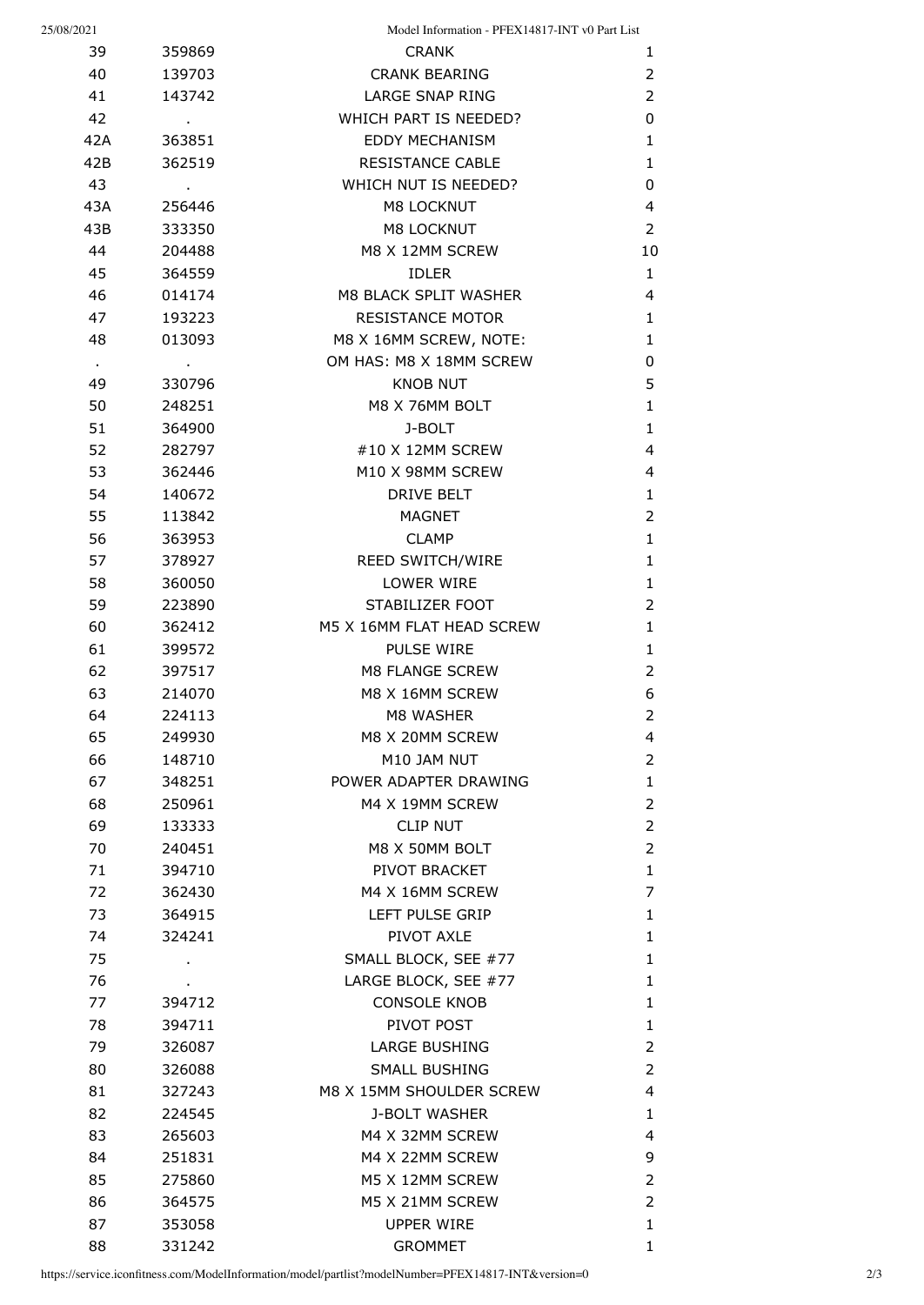| | | | |
|---|---|---|---|
| 39 | 359869 | CRANK | 1 |
| 40 | 139703 | CRANK BEARING | 2 |
| 41 | 143742 | LARGE SNAP RING | 2 |
| 42 | . | WHICH PART IS NEEDED? | 0 |
| 42A | 363851 | EDDY MECHANISM | 1 |
| 42B | 362519 | RESISTANCE CABLE | 1 |
| 43 | . | WHICH NUT IS NEEDED? | 0 |
| 43A | 256446 | M8 LOCKNUT | 4 |
| 43B | 333350 | M8 LOCKNUT | 2 |
| 44 | 204488 | M8 X 12MM SCREW | 10 |
| 45 | 364559 | IDLER | 1 |
| 46 | 014174 | M8 BLACK SPLIT WASHER | 4 |
| 47 | 193223 | RESISTANCE MOTOR | 1 |
| 48 | 013093 | M8 X 16MM SCREW, NOTE: | 1 |
| . | . | OM HAS: M8 X 18MM SCREW | 0 |
| 49 | 330796 | KNOB NUT | 5 |
| 50 | 248251 | M8 X 76MM BOLT | 1 |
| 51 | 364900 | J-BOLT | 1 |
| 52 | 282797 | #10 X 12MM SCREW | 4 |
| 53 | 362446 | M10 X 98MM SCREW | 4 |
| 54 | 140672 | DRIVE BELT | 1 |
| 55 | 113842 | MAGNET | 2 |
| 56 | 363953 | CLAMP | 1 |
| 57 | 378927 | REED SWITCH/WIRE | 1 |
| 58 | 360050 | LOWER WIRE | 1 |
| 59 | 223890 | STABILIZER FOOT | 2 |
| 60 | 362412 | M5 X 16MM FLAT HEAD SCREW | 1 |
| 61 | 399572 | PULSE WIRE | 1 |
| 62 | 397517 | M8 FLANGE SCREW | 2 |
| 63 | 214070 | M8 X 16MM SCREW | 6 |
| 64 | 224113 | M8 WASHER | 2 |
| 65 | 249930 | M8 X 20MM SCREW | 4 |
| 66 | 148710 | M10 JAM NUT | 2 |
| 67 | 348251 | POWER ADAPTER DRAWING | 1 |
| 68 | 250961 | M4 X 19MM SCREW | 2 |
| 69 | 133333 | CLIP NUT | 2 |
| 70 | 240451 | M8 X 50MM BOLT | 2 |
| 71 | 394710 | PIVOT BRACKET | 1 |
| 72 | 362430 | M4 X 16MM SCREW | 7 |
| 73 | 364915 | LEFT PULSE GRIP | 1 |
| 74 | 324241 | PIVOT AXLE | 1 |
| 75 | . | SMALL BLOCK, SEE #77 | 1 |
| 76 | . | LARGE BLOCK, SEE #77 | 1 |
| 77 | 394712 | CONSOLE KNOB | 1 |
| 78 | 394711 | PIVOT POST | 1 |
| 79 | 326087 | LARGE BUSHING | 2 |
| 80 | 326088 | SMALL BUSHING | 2 |
| 81 | 327243 | M8 X 15MM SHOULDER SCREW | 4 |
| 82 | 224545 | J-BOLT WASHER | 1 |
| 83 | 265603 | M4 X 32MM SCREW | 4 |
| 84 | 251831 | M4 X 22MM SCREW | 9 |
| 85 | 275860 | M5 X 12MM SCREW | 2 |
| 86 | 364575 | M5 X 21MM SCREW | 2 |
| 87 | 353058 | UPPER WIRE | 1 |
| 88 | 331242 | GROMMET | 1 |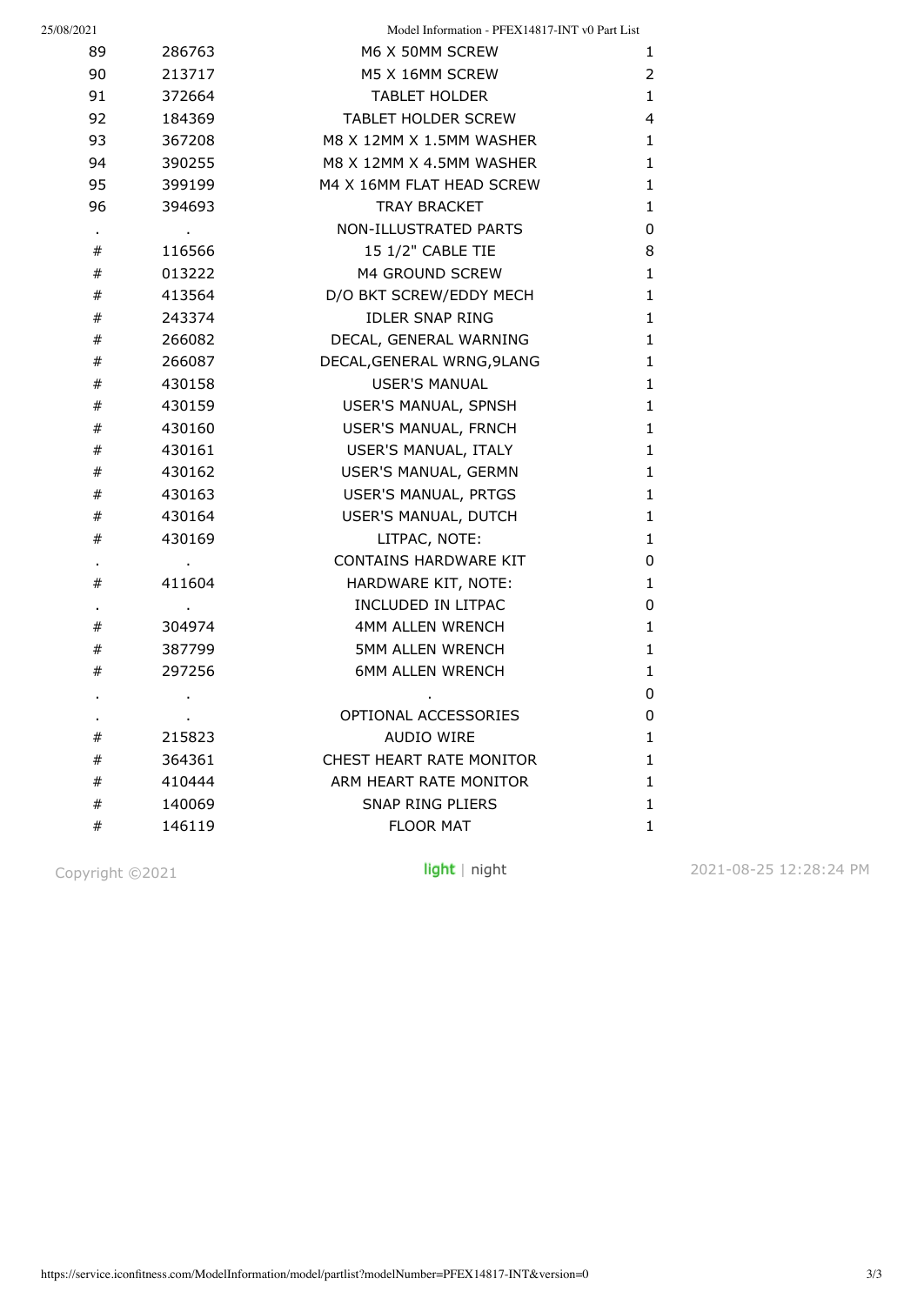| | | | |
|---|---|---|---|
| 89 | 286763 | M6 X 50MM SCREW | 1 |
| 90 | 213717 | M5 X 16MM SCREW | 2 |
| 91 | 372664 | TABLET HOLDER | 1 |
| 92 | 184369 | TABLET HOLDER SCREW | 4 |
| 93 | 367208 | M8 X 12MM X 1.5MM WASHER | 1 |
| 94 | 390255 | M8 X 12MM X 4.5MM WASHER | 1 |
| 95 | 399199 | M4 X 16MM FLAT HEAD SCREW | 1 |
| 96 | 394693 | TRAY BRACKET | 1 |
| . | . | NON-ILLUSTRATED PARTS | 0 |
| # | 116566 | 15 1/2" CABLE TIE | 8 |
| # | 013222 | M4 GROUND SCREW | 1 |
| # | 413564 | D/O BKT SCREW/EDDY MECH | 1 |
| # | 243374 | IDLER SNAP RING | 1 |
| # | 266082 | DECAL, GENERAL WARNING | 1 |
| # | 266087 | DECAL,GENERAL WRNG,9LANG | 1 |
| # | 430158 | USER'S MANUAL | 1 |
| # | 430159 | USER'S MANUAL, SPNSH | 1 |
| # | 430160 | USER'S MANUAL, FRNCH | 1 |
| # | 430161 | USER'S MANUAL, ITALY | 1 |
| # | 430162 | USER'S MANUAL, GERMN | 1 |
| # | 430163 | USER'S MANUAL, PRTGS | 1 |
| # | 430164 | USER'S MANUAL, DUTCH | 1 |
| # | 430169 | LITPAC, NOTE: | 1 |
| . | . | CONTAINS HARDWARE KIT | 0 |
| # | 411604 | HARDWARE KIT, NOTE: | 1 |
| . | . | INCLUDED IN LITPAC | 0 |
| # | 304974 | 4MM ALLEN WRENCH | 1 |
| # | 387799 | 5MM ALLEN WRENCH | 1 |
| # | 297256 | 6MM ALLEN WRENCH | 1 |
| . | . | . | 0 |
| . | . | OPTIONAL ACCESSORIES | 0 |
| # | 215823 | AUDIO WIRE | 1 |
| # | 364361 | CHEST HEART RATE MONITOR | 1 |
| # | 410444 | ARM HEART RATE MONITOR | 1 |
| # | 140069 | SNAP RING PLIERS | 1 |
| # | 146119 | FLOOR MAT | 1 |

Copyright ©2021 light | night 2021-08-25 12:28:24 PM